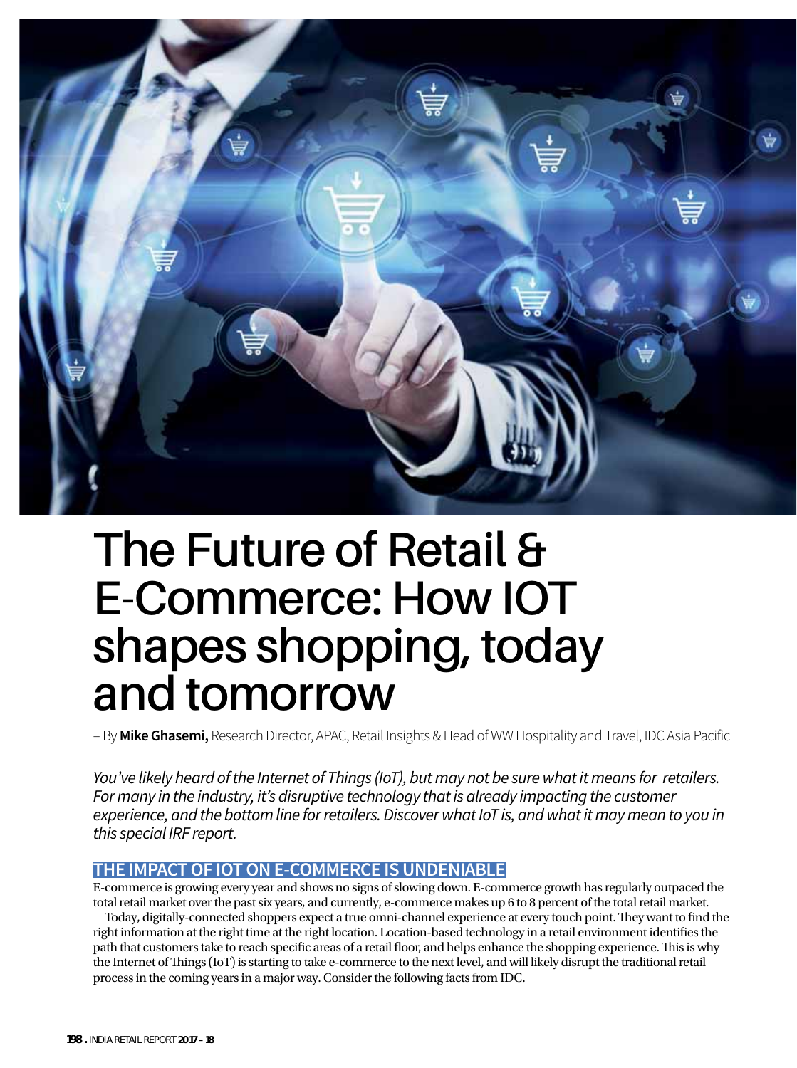# The Future of Retail & E-Commerce: How IOT shapes shopping, today and tomorrow

– By **Mike Ghasemi,** Research Director, APAC, Retail Insights & Head of WW Hospitality and Travel, IDC Asia Pacific

*You've likely heard of the Internet of Things (IoT), but may not be sure what it means for retailers. For many in the industry, it's disruptive technology that is already impacting the customer experience, and the bottom line for retailers. Discover what IoT is, and what it may mean to you in this special IRF report.*

## THE IMPACT OF IOT ON E-COMMERCE IS UNDENIABLE

E-commerce is growing every year and shows no signs of slowing down. E-commerce growth has regularly outpaced the total retail market over the past six years, and currently, e-commerce makes up 6 to 8 percent of the total retail market.

Today, digitally-connected shoppers expect a true omni-channel experience at every touch point. They want to find the right information at the right time at the right location. Location-based technology in a retail environment identifies the path that customers take to reach specific areas of a retail floor, and helps enhance the shopping experience. This is why the Internet of Things (IoT) is starting to take e-commerce to the next level, and will likely disrupt the traditional retail process in the coming years in a major way. Consider the following facts from IDC.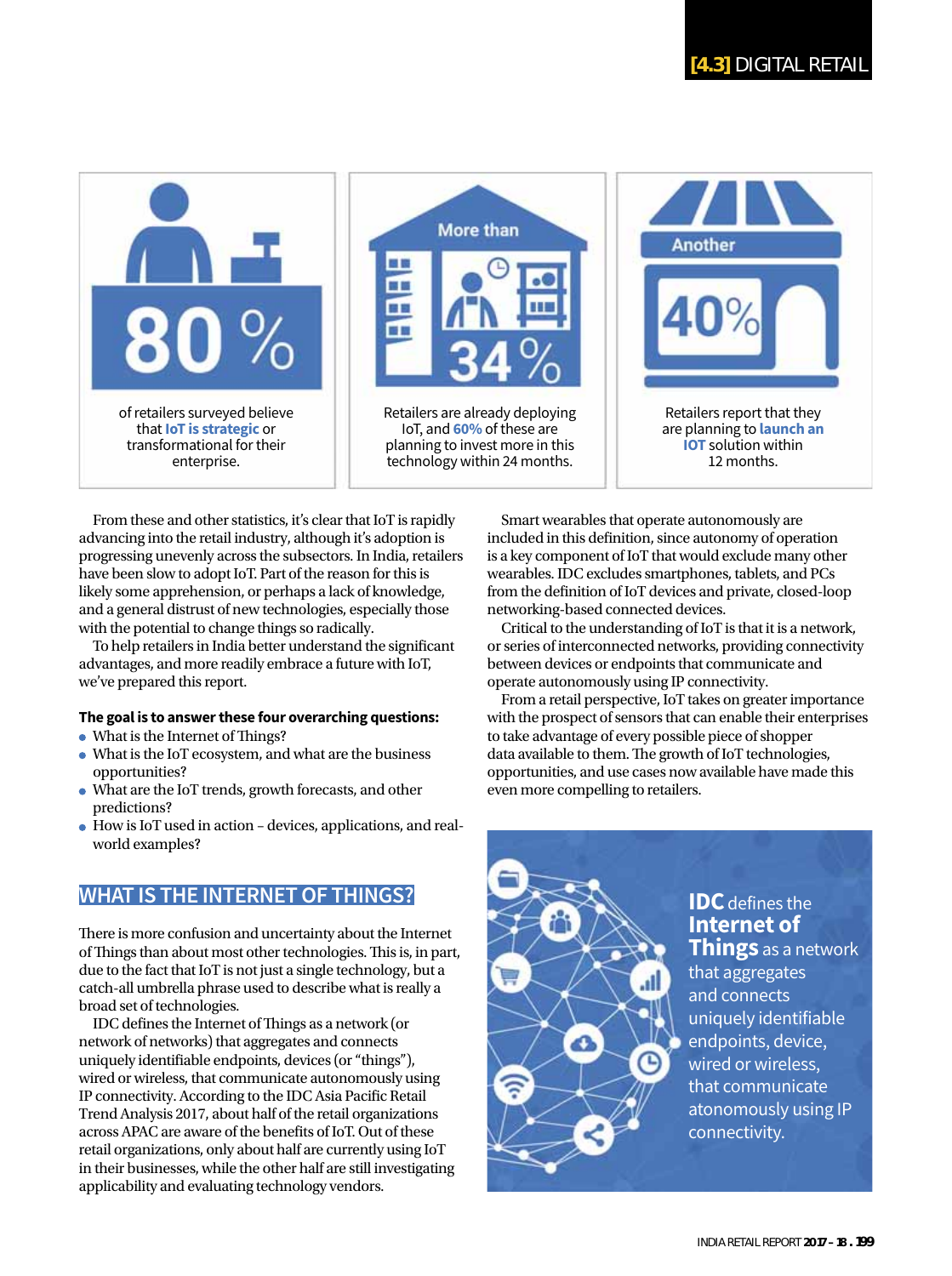**80 %** of retailers surveyed believe that **IoT is strategic** or transformational for their enterprise.

**More than 34 %** Retailers are already deploying IoT, and **60%** of these are planning to invest more in this technology within 24 months.

**Another 40%** Retailers report that they are planning to **launch an IOT** solution within 12 months.

From these and other statistics, it's clear that IoT is rapidly advancing into the retail industry, although it's adoption is progressing unevenly across the subsectors. In India, retailers have been slow to adopt IoT. Part of the reason for this is likely some apprehension, or perhaps a lack of knowledge, and a general distrust of new technologies, especially those with the potential to change things so radically.

To help retailers in India better understand the significant advantages, and more readily embrace a future with IoT, we've prepared this report.

**The goal is to answer these four overarching questions:**

- What is the Internet of Things?
- What is the IoT ecosystem, and what are the business opportunities?
- What are the IoT trends, growth forecasts, and other predictions?
- How is IoT used in action – devices, applications, and real-world examples?

## WHAT IS THE INTERNET OF THINGS?

There is more confusion and uncertainty about the Internet of Things than about most other technologies. This is, in part, due to the fact that IoT is not just a single technology, but a catch-all umbrella phrase used to describe what is really a broad set of technologies.

IDC defines the Internet of Things as a network (or network of networks) that aggregates and connects uniquely identifiable endpoints, devices (or "things"), wired or wireless, that communicate autonomously using IP connectivity. According to the IDC Asia Pacific Retail Trend Analysis 2017, about half of the retail organizations across APAC are aware of the benefits of IoT. Out of these retail organizations, only about half are currently using IoT in their businesses, while the other half are still investigating applicability and evaluating technology vendors.

Smart wearables that operate autonomously are included in this definition, since autonomy of operation is a key component of IoT that would exclude many other wearables. IDC excludes smartphones, tablets, and PCs from the definition of IoT devices and private, closed-loop networking-based connected devices.

Critical to the understanding of IoT is that it is a network, or series of interconnected networks, providing connectivity between devices or endpoints that communicate and operate autonomously using IP connectivity.

From a retail perspective, IoT takes on greater importance with the prospect of sensors that can enable their enterprises to take advantage of every possible piece of shopper data available to them. The growth of IoT technologies, opportunities, and use cases now available have made this even more compelling to retailers.

**IDC** defines the **Internet of Things** as a network that aggregates and connects uniquely identifiable endpoints, device, wired or wireless, that communicate atonomously using IP connectivity.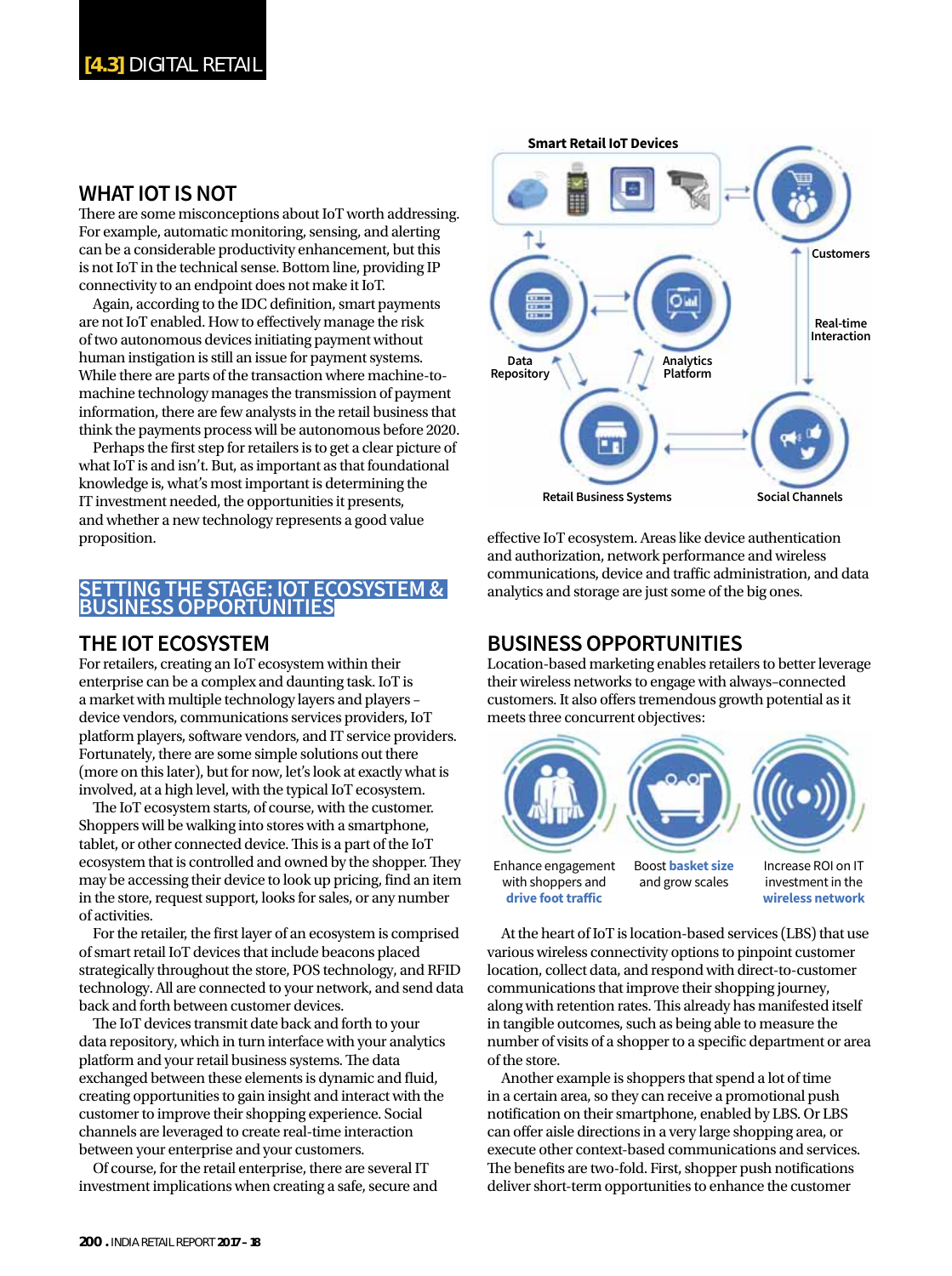## WHAT IOT IS NOT

There are some misconceptions about IoT worth addressing. For example, automatic monitoring, sensing, and alerting can be a considerable productivity enhancement, but this is not IoT in the technical sense. Bottom line, providing IP connectivity to an endpoint does not make it IoT.

Again, according to the IDC definition, smart payments are not IoT enabled. How to effectively manage the risk of two autonomous devices initiating payment without human instigation is still an issue for payment systems. While there are parts of the transaction where machine-to-machine technology manages the transmission of payment information, there are few analysts in the retail business that think the payments process will be autonomous before 2020.

Perhaps the first step for retailers is to get a clear picture of what IoT is and isn't. But, as important as that foundational knowledge is, what's most important is determining the IT investment needed, the opportunities it presents, and whether a new technology represents a good value proposition.

# SETTING THE STAGE: IOT ECOSYSTEM & BUSINESS OPPORTUNITIES

## THE IOT ECOSYSTEM

For retailers, creating an IoT ecosystem within their enterprise can be a complex and daunting task. IoT is a market with multiple technology layers and players – device vendors, communications services providers, IoT platform players, software vendors, and IT service providers. Fortunately, there are some simple solutions out there (more on this later), but for now, let's look at exactly what is involved, at a high level, with the typical IoT ecosystem.

The IoT ecosystem starts, of course, with the customer. Shoppers will be walking into stores with a smartphone, tablet, or other connected device. This is a part of the IoT ecosystem that is controlled and owned by the shopper. They may be accessing their device to look up pricing, find an item in the store, request support, looks for sales, or any number of activities.

For the retailer, the first layer of an ecosystem is comprised of smart retail IoT devices that include beacons placed strategically throughout the store, POS technology, and RFID technology. All are connected to your network, and send data back and forth between customer devices.

The IoT devices transmit date back and forth to your data repository, which in turn interface with your analytics platform and your retail business systems. The data exchanged between these elements is dynamic and fluid, creating opportunities to gain insight and interact with the customer to improve their shopping experience. Social channels are leveraged to create real-time interaction between your enterprise and your customers.

Of course, for the retail enterprise, there are several IT investment implications when creating a safe, secure and

Smart Retail IoT Devices

Customers

Real-time Interaction

Data Repository

Analytics Platform

Retail Business Systems

Social Channels

effective IoT ecosystem. Areas like device authentication and authorization, network performance and wireless communications, device and traffic administration, and data analytics and storage are just some of the big ones.

## BUSINESS OPPORTUNITIES

Location-based marketing enables retailers to better leverage their wireless networks to engage with always–connected customers. It also offers tremendous growth potential as it meets three concurrent objectives:

Enhance engagement with shoppers and **drive foot traffic**

Boost **basket size** and grow scales

Increase ROI on IT investment in the **wireless network**

At the heart of IoT is location-based services (LBS) that use various wireless connectivity options to pinpoint customer location, collect data, and respond with direct-to-customer communications that improve their shopping journey, along with retention rates. This already has manifested itself in tangible outcomes, such as being able to measure the number of visits of a shopper to a specific department or area of the store.

Another example is shoppers that spend a lot of time in a certain area, so they can receive a promotional push notification on their smartphone, enabled by LBS. Or LBS can offer aisle directions in a very large shopping area, or execute other context-based communications and services. The benefits are two-fold. First, shopper push notifications deliver short-term opportunities to enhance the customer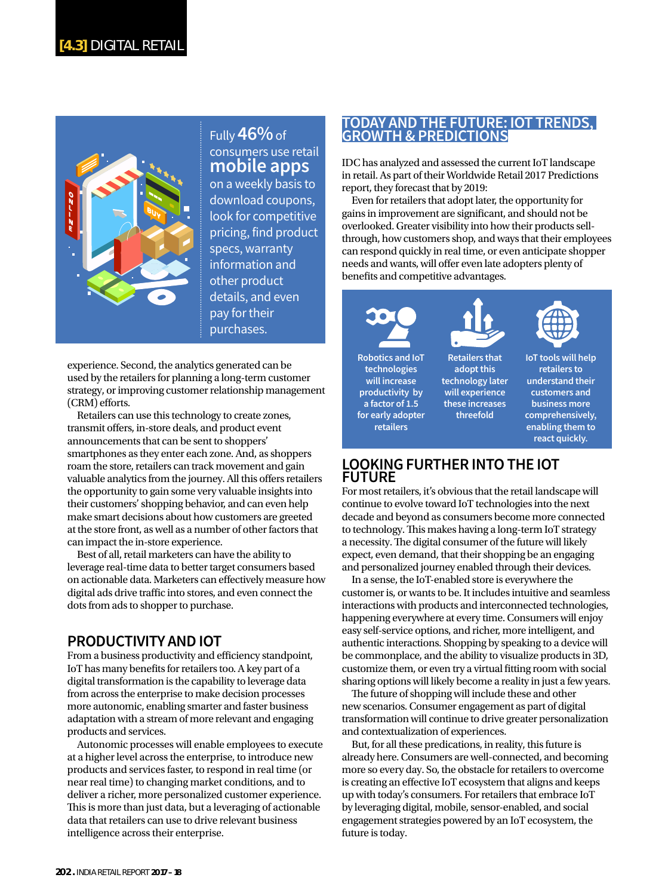Fully **46%** of consumers use retail **mobile apps** on a weekly basis to download coupons, look for competitive pricing, find product specs, warranty information and other product details, and even pay for their purchases.

experience. Second, the analytics generated can be used by the retailers for planning a long-term customer strategy, or improving customer relationship management (CRM) efforts.

Retailers can use this technology to create zones, transmit offers, in-store deals, and product event announcements that can be sent to shoppers' smartphones as they enter each zone. And, as shoppers roam the store, retailers can track movement and gain valuable analytics from the journey. All this offers retailers the opportunity to gain some very valuable insights into their customers' shopping behavior, and can even help make smart decisions about how customers are greeted at the store front, as well as a number of other factors that can impact the in-store experience.

Best of all, retail marketers can have the ability to leverage real-time data to better target consumers based on actionable data. Marketers can effectively measure how digital ads drive traffic into stores, and even connect the dots from ads to shopper to purchase.

## PRODUCTIVITY AND IOT

From a business productivity and efficiency standpoint, IoT has many benefits for retailers too. A key part of a digital transformation is the capability to leverage data from across the enterprise to make decision processes more autonomic, enabling smarter and faster business adaptation with a stream of more relevant and engaging products and services.

Autonomic processes will enable employees to execute at a higher level across the enterprise, to introduce new products and services faster, to respond in real time (or near real time) to changing market conditions, and to deliver a richer, more personalized customer experience. This is more than just data, but a leveraging of actionable data that retailers can use to drive relevant business intelligence across their enterprise.

## TODAY AND THE FUTURE: IOT TRENDS, GROWTH & PREDICTIONS

IDC has analyzed and assessed the current IoT landscape in retail. As part of their Worldwide Retail 2017 Predictions report, they forecast that by 2019:

Even for retailers that adopt later, the opportunity for gains in improvement are significant, and should not be overlooked. Greater visibility into how their products sell-through, how customers shop, and ways that their employees can respond quickly in real time, or even anticipate shopper needs and wants, will offer even late adopters plenty of benefits and competitive advantages.

- Robotics and IoT technologies will increase productivity by a factor of 1.5 for early adopter retailers
- Retailers that adopt this technology later will experience these increases threefold
- IoT tools will help retailers to understand their customers and business more comprehensively, enabling them to react quickly.

## LOOKING FURTHER INTO THE IOT FUTURE

For most retailers, it's obvious that the retail landscape will continue to evolve toward IoT technologies into the next decade and beyond as consumers become more connected to technology. This makes having a long-term IoT strategy a necessity. The digital consumer of the future will likely expect, even demand, that their shopping be an engaging and personalized journey enabled through their devices.

In a sense, the IoT-enabled store is everywhere the customer is, or wants to be. It includes intuitive and seamless interactions with products and interconnected technologies, happening everywhere at every time. Consumers will enjoy easy self-service options, and richer, more intelligent, and authentic interactions. Shopping by speaking to a device will be commonplace, and the ability to visualize products in 3D, customize them, or even try a virtual fitting room with social sharing options will likely become a reality in just a few years.

The future of shopping will include these and other new scenarios. Consumer engagement as part of digital transformation will continue to drive greater personalization and contextualization of experiences.

But, for all these predications, in reality, this future is already here. Consumers are well-connected, and becoming more so every day. So, the obstacle for retailers to overcome is creating an effective IoT ecosystem that aligns and keeps up with today's consumers. For retailers that embrace IoT by leveraging digital, mobile, sensor-enabled, and social engagement strategies powered by an IoT ecosystem, the future is today.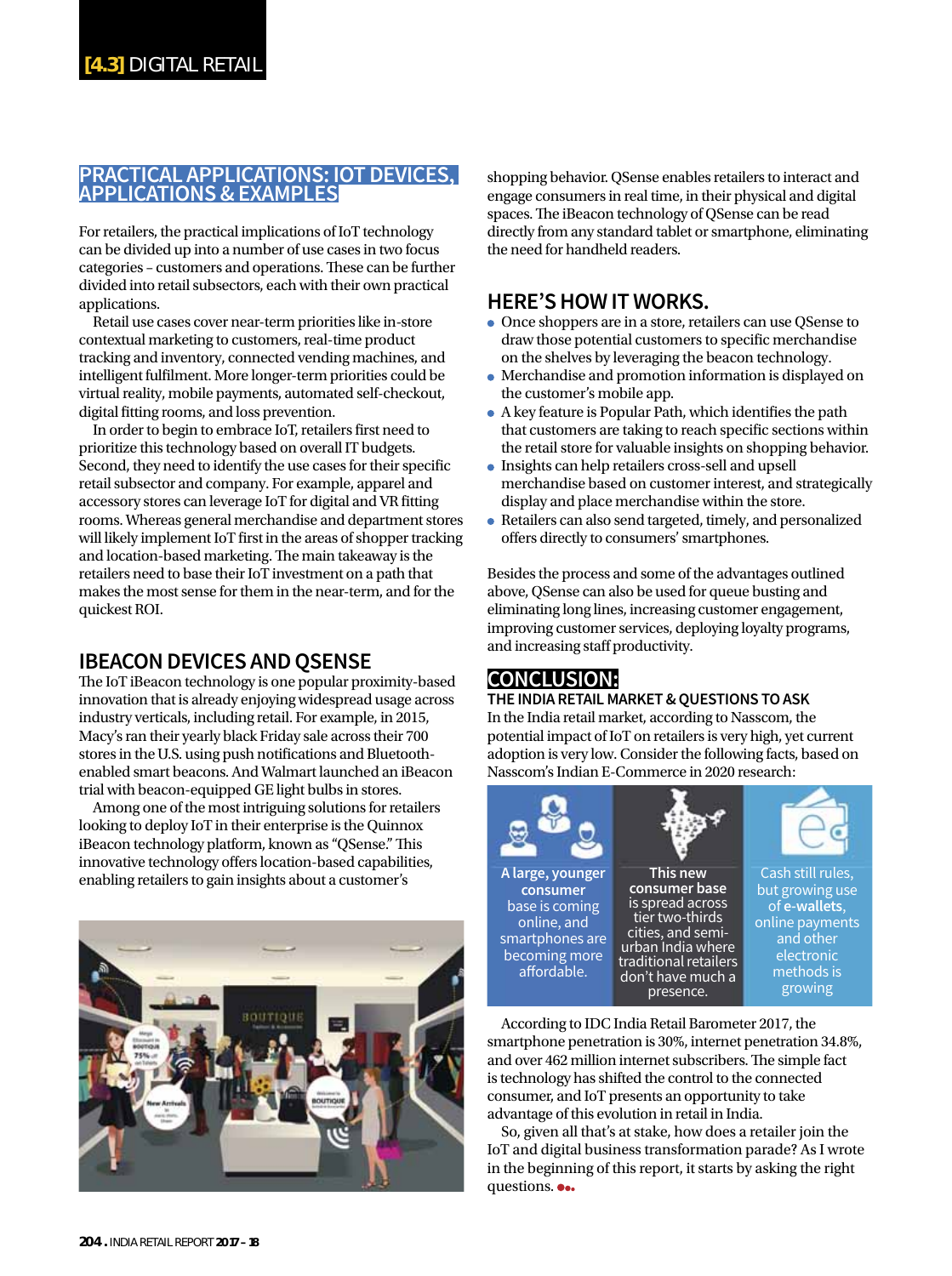## PRACTICAL APPLICATIONS: IOT DEVICES, APPLICATIONS & EXAMPLES

For retailers, the practical implications of IoT technology can be divided up into a number of use cases in two focus categories – customers and operations. These can be further divided into retail subsectors, each with their own practical applications.

Retail use cases cover near-term priorities like in-store contextual marketing to customers, real-time product tracking and inventory, connected vending machines, and intelligent fulfilment. More longer-term priorities could be virtual reality, mobile payments, automated self-checkout, digital fitting rooms, and loss prevention.

In order to begin to embrace IoT, retailers first need to prioritize this technology based on overall IT budgets. Second, they need to identify the use cases for their specific retail subsector and company. For example, apparel and accessory stores can leverage IoT for digital and VR fitting rooms. Whereas general merchandise and department stores will likely implement IoT first in the areas of shopper tracking and location-based marketing. The main takeaway is the retailers need to base their IoT investment on a path that makes the most sense for them in the near-term, and for the quickest ROI.

## IBEACON DEVICES AND QSENSE

The IoT iBeacon technology is one popular proximity-based innovation that is already enjoying widespread usage across industry verticals, including retail. For example, in 2015, Macy's ran their yearly black Friday sale across their 700 stores in the U.S. using push notifications and Bluetooth-enabled smart beacons. And Walmart launched an iBeacon trial with beacon-equipped GE light bulbs in stores.

Among one of the most intriguing solutions for retailers looking to deploy IoT in their enterprise is the Quinnox iBeacon technology platform, known as "QSense." This innovative technology offers location-based capabilities, enabling retailers to gain insights about a customer's shopping behavior. QSense enables retailers to interact and engage consumers in real time, in their physical and digital spaces. The iBeacon technology of QSense can be read directly from any standard tablet or smartphone, eliminating the need for handheld readers.

## HERE'S HOW IT WORKS.

- Once shoppers are in a store, retailers can use QSense to draw those potential customers to specific merchandise on the shelves by leveraging the beacon technology.
- Merchandise and promotion information is displayed on the customer's mobile app.
- A key feature is Popular Path, which identifies the path that customers are taking to reach specific sections within the retail store for valuable insights on shopping behavior.
- Insights can help retailers cross-sell and upsell merchandise based on customer interest, and strategically display and place merchandise within the store.
- Retailers can also send targeted, timely, and personalized offers directly to consumers' smartphones.

Besides the process and some of the advantages outlined above, QSense can also be used for queue busting and eliminating long lines, increasing customer engagement, improving customer services, deploying loyalty programs, and increasing staff productivity.

## CONCLUSION:

### THE INDIA RETAIL MARKET & QUESTIONS TO ASK

In the India retail market, according to Nasscom, the potential impact of IoT on retailers is very high, yet current adoption is very low. Consider the following facts, based on Nasscom's Indian E-Commerce in 2020 research:

- **A large, younger consumer** base is coming online, and smartphones are becoming more affordable.
- **This new consumer base** is spread across tier two-thirds cities, and semi-urban India where traditional retailers don't have much a presence.
- Cash still rules, but growing use of **e-wallets**, online payments and other electronic methods is growing

According to IDC India Retail Barometer 2017, the smartphone penetration is 30%, internet penetration 34.8%, and over 462 million internet subscribers. The simple fact is technology has shifted the control to the connected consumer, and IoT presents an opportunity to take advantage of this evolution in retail in India.

So, given all that's at stake, how does a retailer join the IoT and digital business transformation parade? As I wrote in the beginning of this report, it starts by asking the right questions.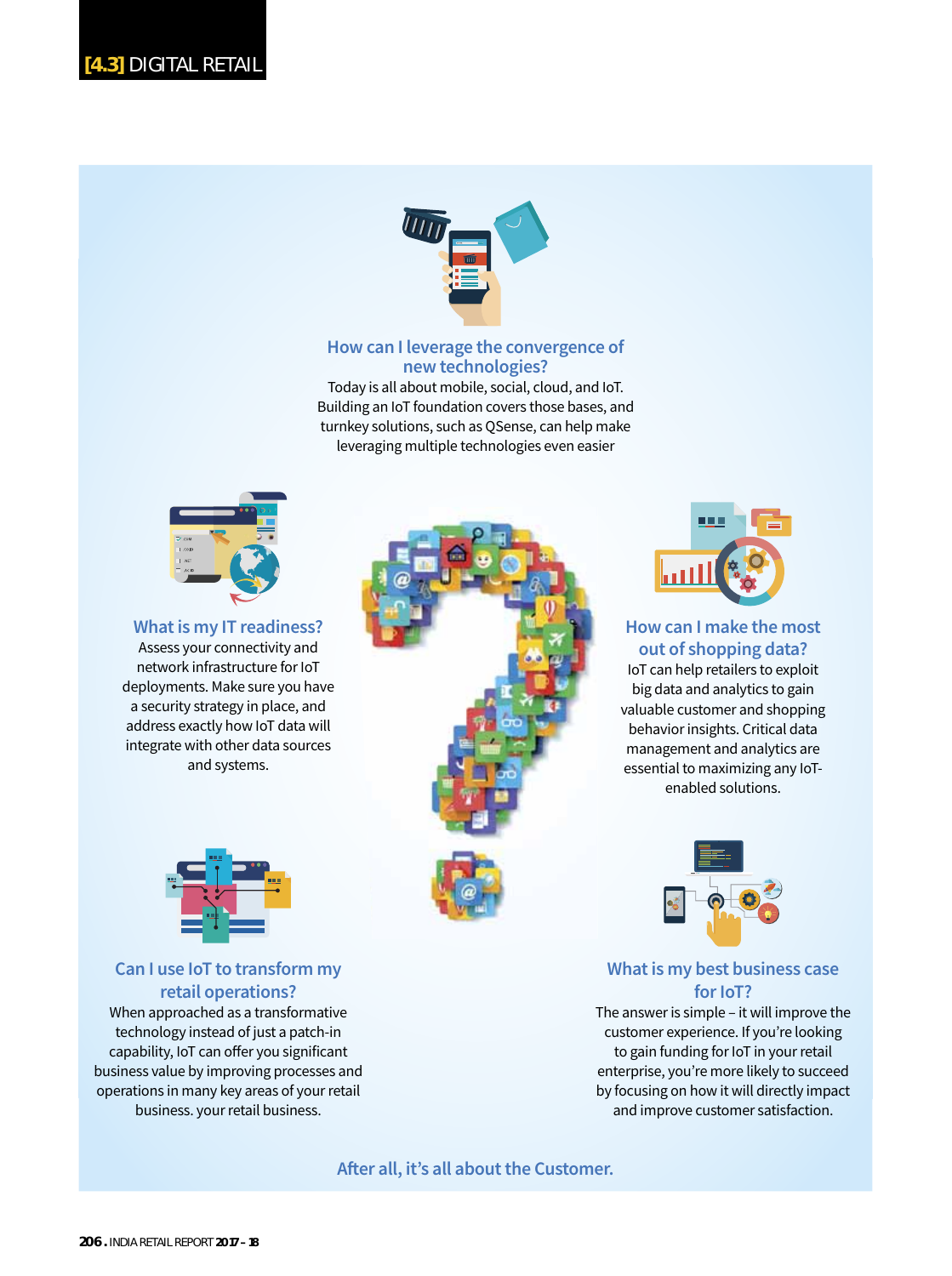### How can I leverage the convergence of new technologies?

Today is all about mobile, social, cloud, and IoT. Building an IoT foundation covers those bases, and turnkey solutions, such as QSense, can help make leveraging multiple technologies even easier

### What is my IT readiness?

Assess your connectivity and network infrastructure for IoT deployments. Make sure you have a security strategy in place, and address exactly how IoT data will integrate with other data sources and systems.

### How can I make the most out of shopping data?

IoT can help retailers to exploit big data and analytics to gain valuable customer and shopping behavior insights. Critical data management and analytics are essential to maximizing any IoT-enabled solutions.

### Can I use IoT to transform my retail operations?

When approached as a transformative technology instead of just a patch-in capability, IoT can offer you significant business value by improving processes and operations in many key areas of your retail business. your retail business.

### What is my best business case for IoT?

The answer is simple – it will improve the customer experience. If you're looking to gain funding for IoT in your retail enterprise, you're more likely to succeed by focusing on how it will directly impact and improve customer satisfaction.

**After all, it's all about the Customer.**